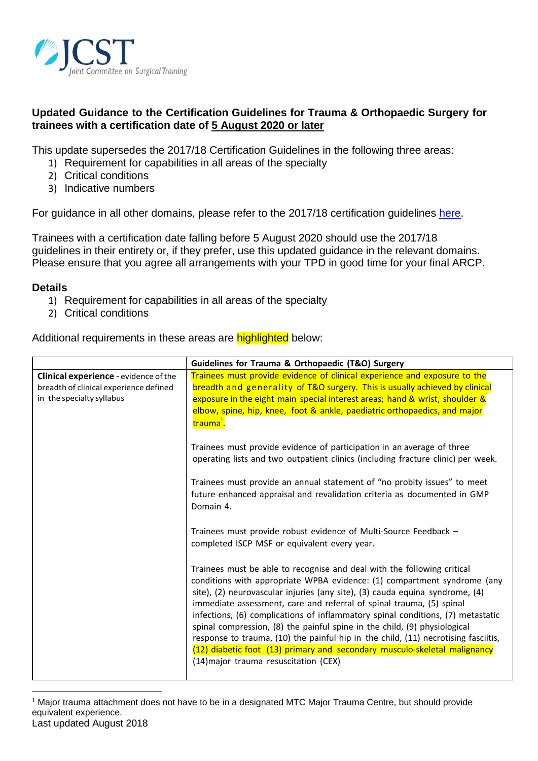JCST
Joint Committee on Surgical Training

## Updated Guidance to the Certification Guidelines for Trauma & Orthopaedic Surgery for trainees with a certification date of 5 August 2020 or later

This update supersedes the 2017/18 Certification Guidelines in the following three areas:

1) Requirement for capabilities in all areas of the specialty
2) Critical conditions
3) Indicative numbers

For guidance in all other domains, please refer to the 2017/18 certification guidelines here.

Trainees with a certification date falling before 5 August 2020 should use the 2017/18 guidelines in their entirety or, if they prefer, use this updated guidance in the relevant domains. Please ensure that you agree all arrangements with your TPD in good time for your final ARCP.

### Details

1) Requirement for capabilities in all areas of the specialty
2) Critical conditions

Additional requirements in these areas are highlighted below:

| | Guidelines for Trauma & Orthopaedic (T&O) Surgery |
|---|---|
| **Clinical experience** - evidence of the breadth of clinical experience defined in the specialty syllabus | Trainees must provide evidence of clinical experience and exposure to the breadth and generality of T&O surgery. This is usually achieved by clinical exposure in the eight main special interest areas; hand & wrist, shoulder & elbow, spine, hip, knee, foot & ankle, paediatric orthopaedics, and major trauma[1].<br><br>Trainees must provide evidence of participation in an average of three operating lists and two outpatient clinics (including fracture clinic) per week.<br><br>Trainees must provide an annual statement of "no probity issues" to meet future enhanced appraisal and revalidation criteria as documented in GMP Domain 4.<br><br>Trainees must provide robust evidence of Multi-Source Feedback – completed ISCP MSF or equivalent every year.<br><br>Trainees must be able to recognise and deal with the following critical conditions with appropriate WPBA evidence: (1) compartment syndrome (any site), (2) neurovascular injuries (any site), (3) cauda equina syndrome, (4) immediate assessment, care and referral of spinal trauma, (5) spinal infections, (6) complications of inflammatory spinal conditions, (7) metastatic spinal compression, (8) the painful spine in the child, (9) physiological response to trauma, (10) the painful hip in the child, (11) necrotising fasciitis, (12) diabetic foot (13) primary and secondary musculo-skeletal malignancy (14)major trauma resuscitation (CEX) |

[1] Major trauma attachment does not have to be in a designated MTC Major Trauma Centre, but should provide equivalent experience.

Last updated August 2018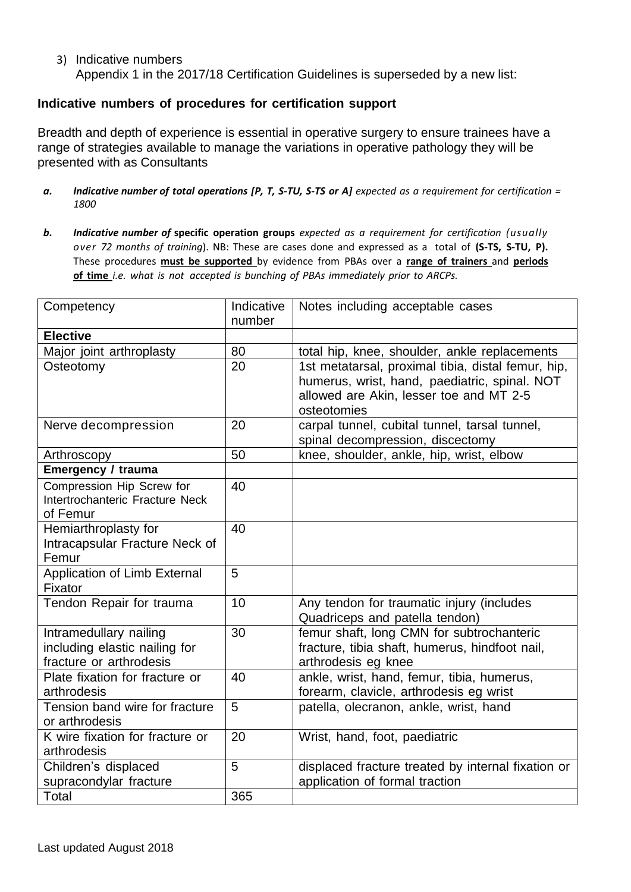3) Indicative numbers
   Appendix 1 in the 2017/18 Certification Guidelines is superseded by a new list:

### Indicative numbers of procedures for certification support

Breadth and depth of experience is essential in operative surgery to ensure trainees have a range of strategies available to manage the variations in operative pathology they will be presented with as Consultants

*a.* ***Indicative number of total operations [P, T, S-TU, S-TS or A]*** *expected as a requirement for certification = 1800*

*b.* ***Indicative number of*** **specific operation groups** *expected as a requirement for certification (usually over 72 months of training*). NB: These are cases done and expressed as a total of **(S-TS, S-TU, P).** These procedures **must be supported** by evidence from PBAs over a **range of trainers** and **periods of time** *i.e. what is not accepted is bunching of PBAs immediately prior to ARCPs.*

| Competency | Indicative number | Notes including acceptable cases |
|---|---|---|
| **Elective** | | |
| Major joint arthroplasty | 80 | total hip, knee, shoulder, ankle replacements |
| Osteotomy | 20 | 1st metatarsal, proximal tibia, distal femur, hip, humerus, wrist, hand, paediatric, spinal. NOT allowed are Akin, lesser toe and MT 2-5 osteotomies |
| Nerve decompression | 20 | carpal tunnel, cubital tunnel, tarsal tunnel, spinal decompression, discectomy |
| Arthroscopy | 50 | knee, shoulder, ankle, hip, wrist, elbow |
| **Emergency / trauma** | | |
| Compression Hip Screw for Intertrochanteric Fracture Neck of Femur | 40 | |
| Hemiarthroplasty for Intracapsular Fracture Neck of Femur | 40 | |
| Application of Limb External Fixator | 5 | |
| Tendon Repair for trauma | 10 | Any tendon for traumatic injury (includes Quadriceps and patella tendon) |
| Intramedullary nailing including elastic nailing for fracture or arthrodesis | 30 | femur shaft, long CMN for subtrochanteric fracture, tibia shaft, humerus, hindfoot nail, arthrodesis eg knee |
| Plate fixation for fracture or arthrodesis | 40 | ankle, wrist, hand, femur, tibia, humerus, forearm, clavicle, arthrodesis eg wrist |
| Tension band wire for fracture or arthrodesis | 5 | patella, olecranon, ankle, wrist, hand |
| K wire fixation for fracture or arthrodesis | 20 | Wrist, hand, foot, paediatric |
| Children's displaced supracondylar fracture | 5 | displaced fracture treated by internal fixation or application of formal traction |
| Total | 365 | |

Last updated August 2018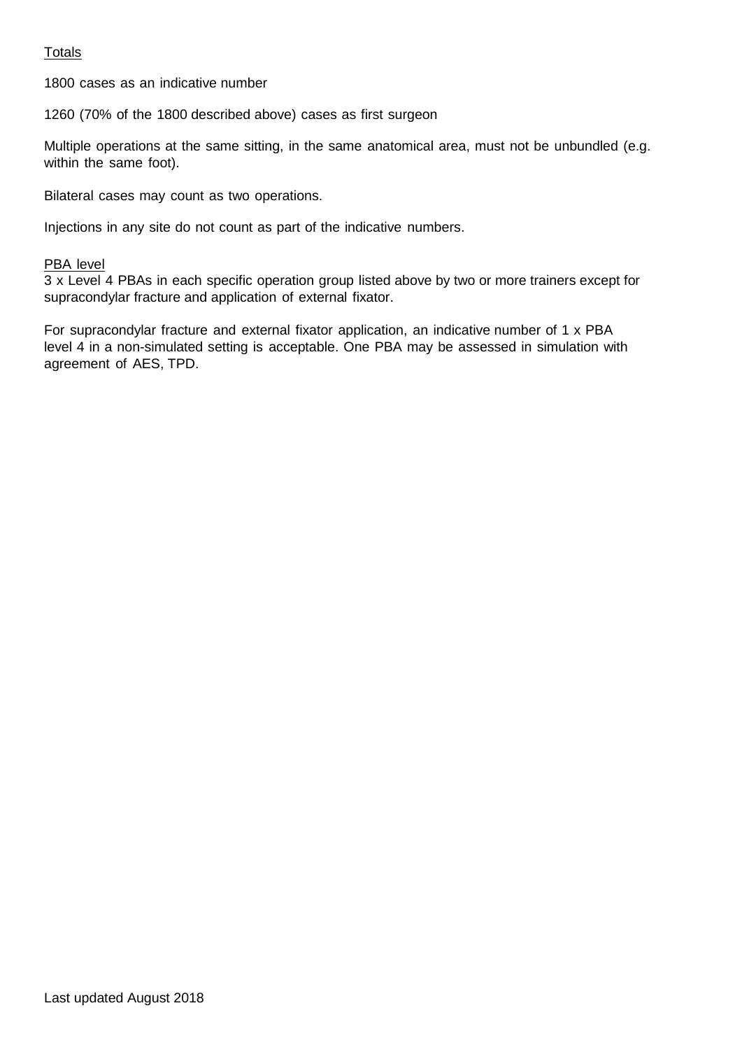Totals

1800 cases as an indicative number

1260 (70% of the 1800 described above) cases as first surgeon

Multiple operations at the same sitting, in the same anatomical area, must not be unbundled (e.g. within the same foot).

Bilateral cases may count as two operations.

Injections in any site do not count as part of the indicative numbers.

PBA level

3 x Level 4 PBAs in each specific operation group listed above by two or more trainers except for supracondylar fracture and application of external fixator.

For supracondylar fracture and external fixator application, an indicative number of 1 x PBA level 4 in a non-simulated setting is acceptable. One PBA may be assessed in simulation with agreement of AES, TPD.

Last updated August 2018